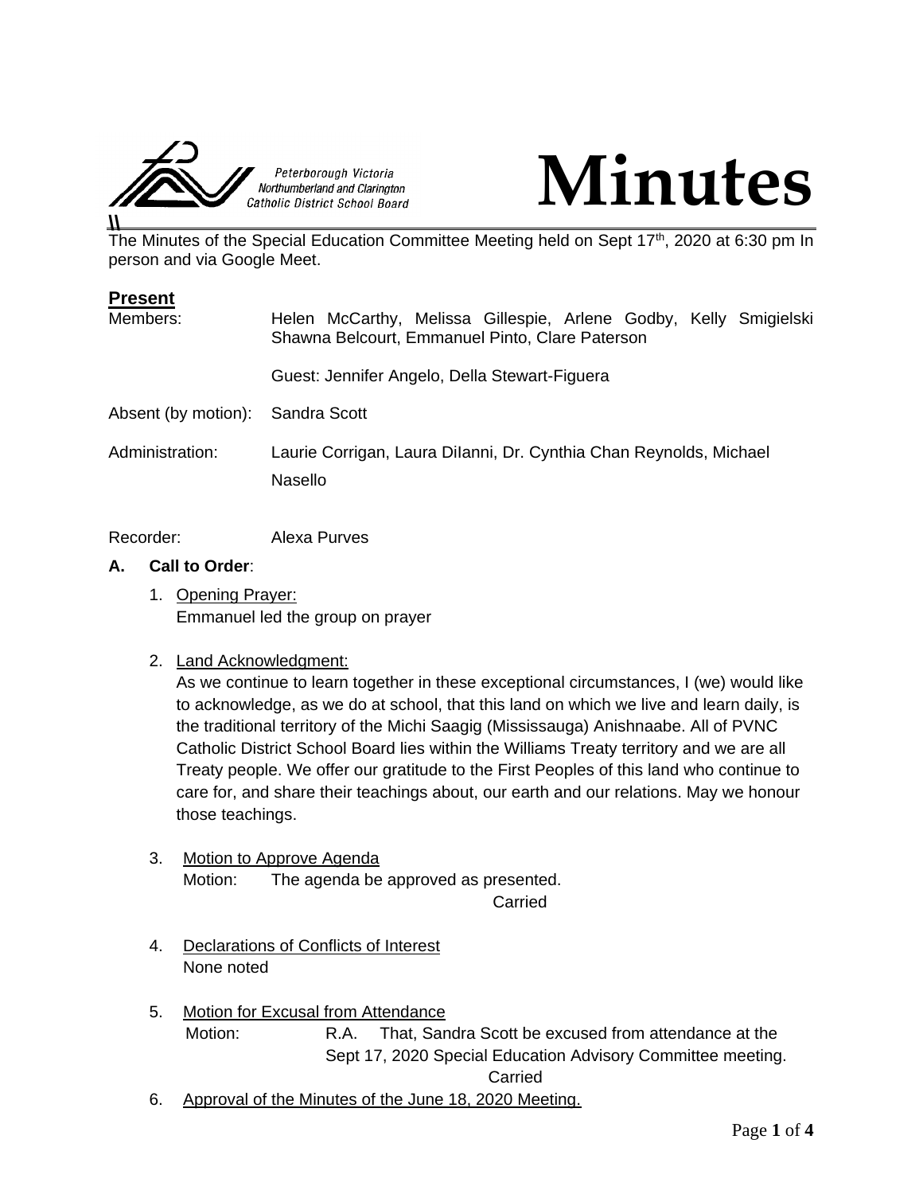Peterborough Victoria Northumberland and Clarington Catholic District School Board

# Minutes

The Minutes of the Special Education Committee Meeting held on Sept 17th, 2020 at 6:30 pm In person and via Google Meet.

## Present

| | |
|---|---|
| Members: | Helen McCarthy, Melissa Gillespie, Arlene Godby, Kelly Smigielski Shawna Belcourt, Emmanuel Pinto, Clare Paterson |
| | Guest: Jennifer Angelo, Della Stewart-Figuera |
| Absent (by motion): | Sandra Scott |
| Administration: | Laurie Corrigan, Laura DiIanni, Dr. Cynthia Chan Reynolds, Michael Nasello |
| Recorder: | Alexa Purves |

**A. Call to Order**:

1. Opening Prayer:
   Emmanuel led the group on prayer

2. Land Acknowledgment:
   As we continue to learn together in these exceptional circumstances, I (we) would like to acknowledge, as we do at school, that this land on which we live and learn daily, is the traditional territory of the Michi Saagig (Mississauga) Anishnaabe. All of PVNC Catholic District School Board lies within the Williams Treaty territory and we are all Treaty people. We offer our gratitude to the First Peoples of this land who continue to care for, and share their teachings about, our earth and our relations. May we honour those teachings.

3. Motion to Approve Agenda
   Motion: The agenda be approved as presented.
   Carried

4. Declarations of Conflicts of Interest
   None noted

5. Motion for Excusal from Attendance
   Motion: R.A. That, Sandra Scott be excused from attendance at the Sept 17, 2020 Special Education Advisory Committee meeting.
   Carried

6. Approval of the Minutes of the June 18, 2020 Meeting.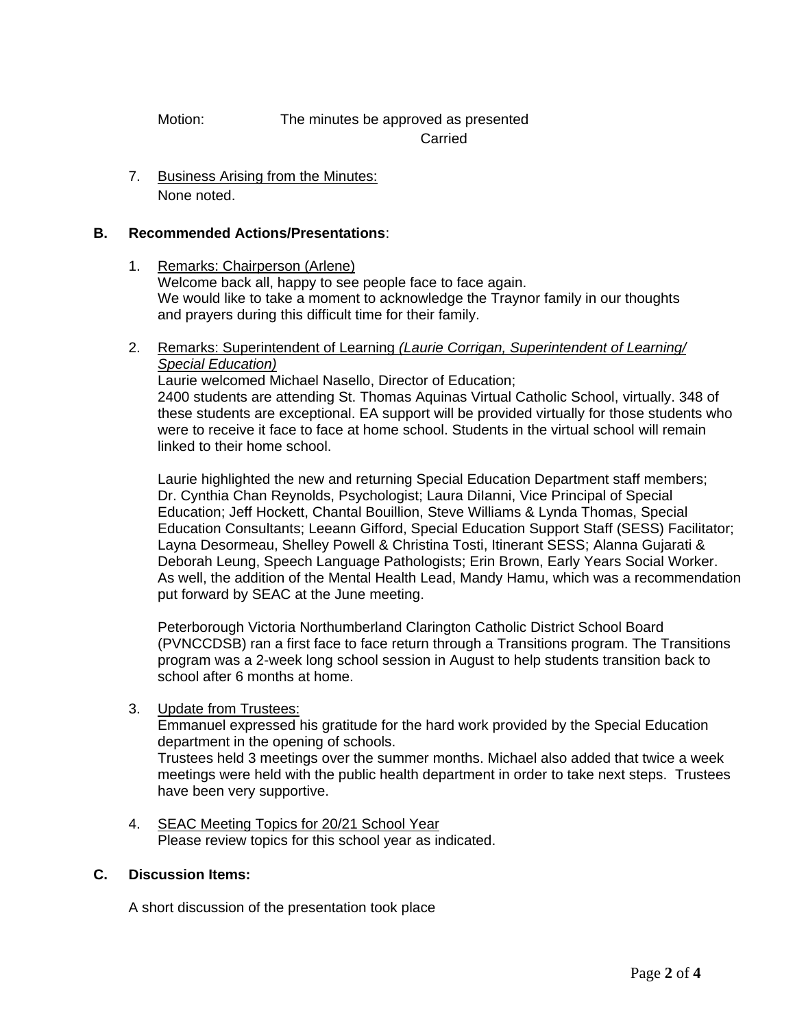Motion: The minutes be approved as presented

Carried

7. <u>Business Arising from the Minutes:</u>
   None noted.

**B. Recommended Actions/Presentations**:

1. <u>Remarks: Chairperson (Arlene)</u>
   Welcome back all, happy to see people face to face again.
   We would like to take a moment to acknowledge the Traynor family in our thoughts and prayers during this difficult time for their family.

2. <u>Remarks: Superintendent of Learning *(Laurie Corrigan, Superintendent of Learning/ Special Education)*</u>
   Laurie welcomed Michael Nasello, Director of Education;
   2400 students are attending St. Thomas Aquinas Virtual Catholic School, virtually. 348 of these students are exceptional. EA support will be provided virtually for those students who were to receive it face to face at home school. Students in the virtual school will remain linked to their home school.

   Laurie highlighted the new and returning Special Education Department staff members; Dr. Cynthia Chan Reynolds, Psychologist; Laura DiIanni, Vice Principal of Special Education; Jeff Hockett, Chantal Bouillion, Steve Williams & Lynda Thomas, Special Education Consultants; Leeann Gifford, Special Education Support Staff (SESS) Facilitator; Layna Desormeau, Shelley Powell & Christina Tosti, Itinerant SESS; Alanna Gujarati & Deborah Leung, Speech Language Pathologists; Erin Brown, Early Years Social Worker. As well, the addition of the Mental Health Lead, Mandy Hamu, which was a recommendation put forward by SEAC at the June meeting.

   Peterborough Victoria Northumberland Clarington Catholic District School Board (PVNCCDSB) ran a first face to face return through a Transitions program. The Transitions program was a 2-week long school session in August to help students transition back to school after 6 months at home.

3. <u>Update from Trustees:</u>
   Emmanuel expressed his gratitude for the hard work provided by the Special Education department in the opening of schools.
   Trustees held 3 meetings over the summer months. Michael also added that twice a week meetings were held with the public health department in order to take next steps. Trustees have been very supportive.

4. <u>SEAC Meeting Topics for 20/21 School Year</u>
   Please review topics for this school year as indicated.

**C. Discussion Items:**

A short discussion of the presentation took place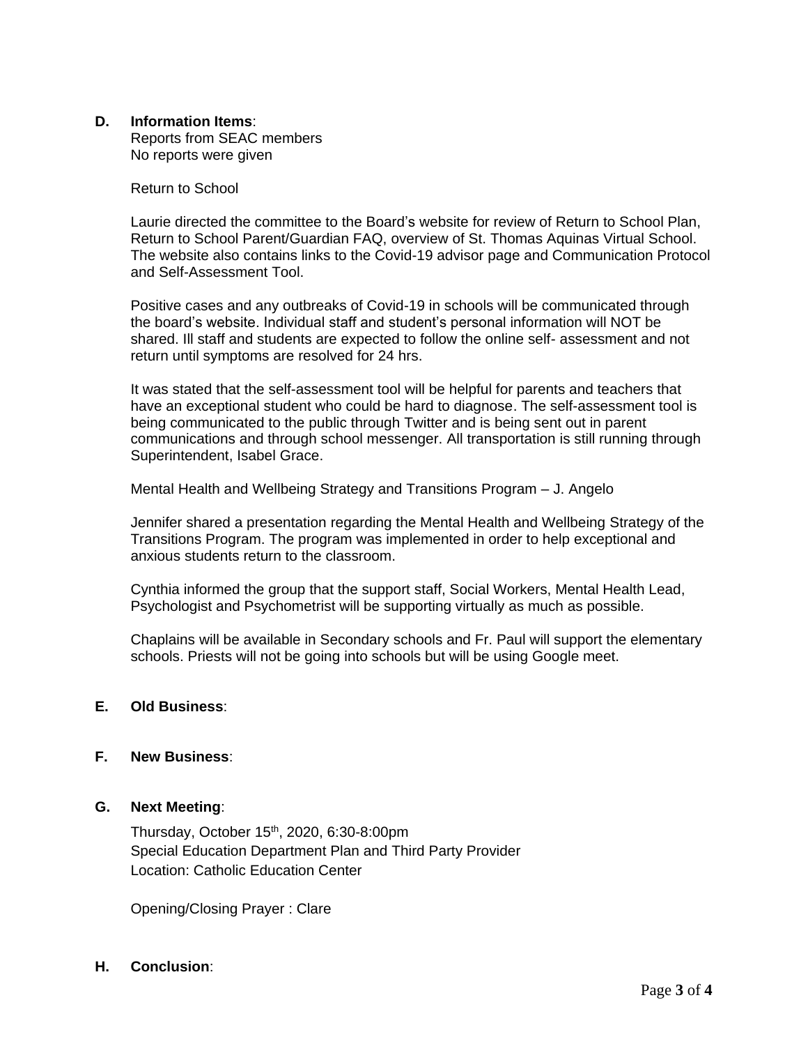**D. Information Items**:

Reports from SEAC members
No reports were given

Return to School

Laurie directed the committee to the Board's website for review of Return to School Plan, Return to School Parent/Guardian FAQ, overview of St. Thomas Aquinas Virtual School. The website also contains links to the Covid-19 advisor page and Communication Protocol and Self-Assessment Tool.

Positive cases and any outbreaks of Covid-19 in schools will be communicated through the board's website. Individual staff and student's personal information will NOT be shared. Ill staff and students are expected to follow the online self- assessment and not return until symptoms are resolved for 24 hrs.

It was stated that the self-assessment tool will be helpful for parents and teachers that have an exceptional student who could be hard to diagnose. The self-assessment tool is being communicated to the public through Twitter and is being sent out in parent communications and through school messenger. All transportation is still running through Superintendent, Isabel Grace.

Mental Health and Wellbeing Strategy and Transitions Program – J. Angelo

Jennifer shared a presentation regarding the Mental Health and Wellbeing Strategy of the Transitions Program. The program was implemented in order to help exceptional and anxious students return to the classroom.

Cynthia informed the group that the support staff, Social Workers, Mental Health Lead, Psychologist and Psychometrist will be supporting virtually as much as possible.

Chaplains will be available in Secondary schools and Fr. Paul will support the elementary schools. Priests will not be going into schools but will be using Google meet.

**E. Old Business**:

**F. New Business**:

**G. Next Meeting**:

Thursday, October 15th, 2020, 6:30-8:00pm
Special Education Department Plan and Third Party Provider
Location: Catholic Education Center

Opening/Closing Prayer : Clare

**H. Conclusion**: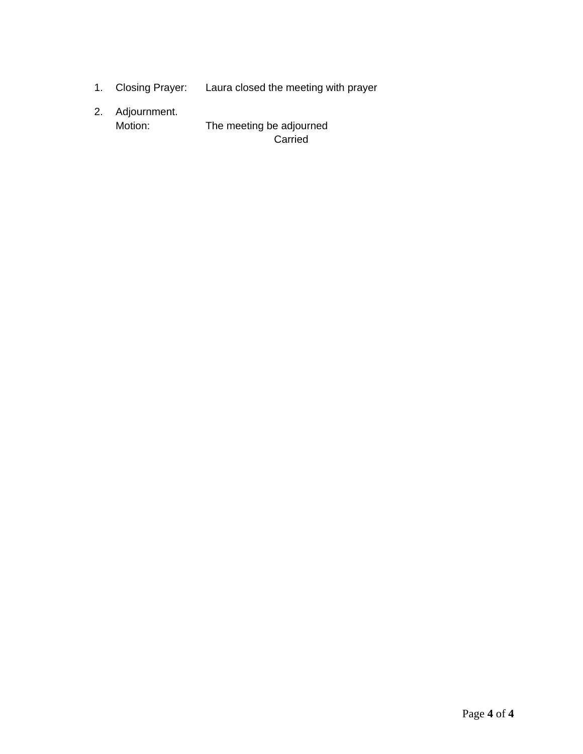1. Closing Prayer: Laura closed the meeting with prayer

2. Adjournment.
   Motion: The meeting be adjourned
   Carried